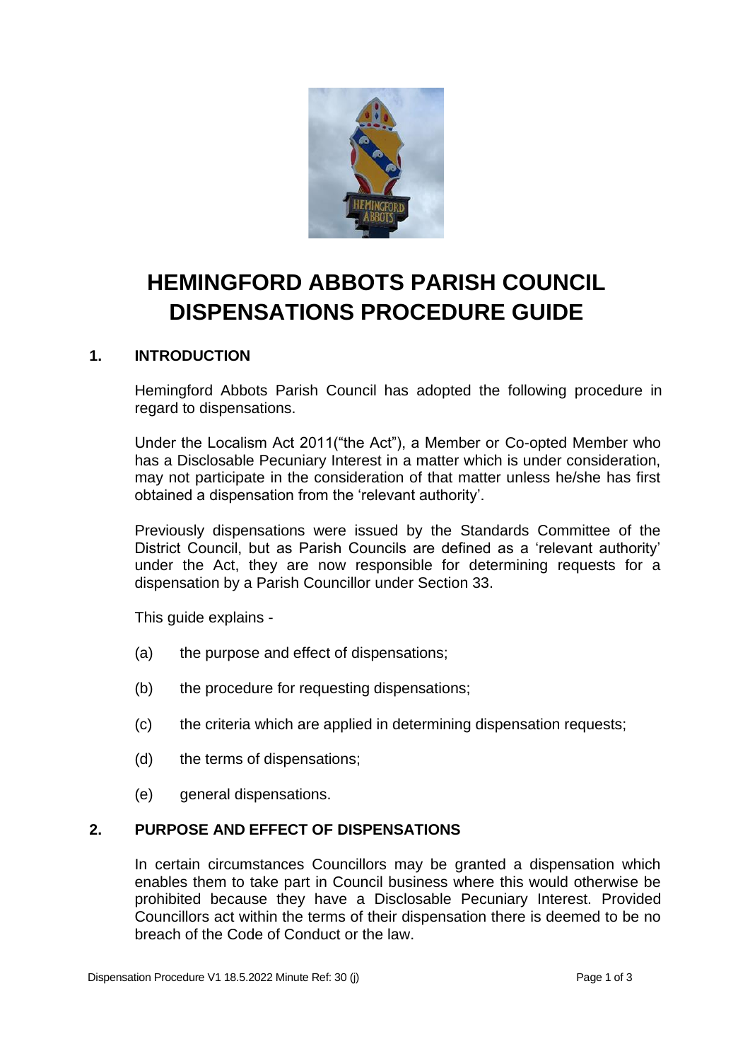# HEMINGFORD ABBOTS PARISH COUNCIL DISPENSATIONS PROCEDURE GUIDE

## 1. INTRODUCTION

Hemingford Abbots Parish Council has adopted the following procedure in regard to dispensations.

Under the Localism Act 2011("the Act"), a Member or Co-opted Member who has a Disclosable Pecuniary Interest in a matter which is under consideration, may not participate in the consideration of that matter unless he/she has first obtained a dispensation from the 'relevant authority'.

Previously dispensations were issued by the Standards Committee of the District Council, but as Parish Councils are defined as a 'relevant authority' under the Act, they are now responsible for determining requests for a dispensation by a Parish Councillor under Section 33.

This guide explains -

(a) the purpose and effect of dispensations;

(b) the procedure for requesting dispensations;

(c) the criteria which are applied in determining dispensation requests;

(d) the terms of dispensations;

(e) general dispensations.

## 2. PURPOSE AND EFFECT OF DISPENSATIONS

In certain circumstances Councillors may be granted a dispensation which enables them to take part in Council business where this would otherwise be prohibited because they have a Disclosable Pecuniary Interest. Provided Councillors act within the terms of their dispensation there is deemed to be no breach of the Code of Conduct or the law.

Dispensation Procedure V1 18.5.2022 Minute Ref: 30 (j)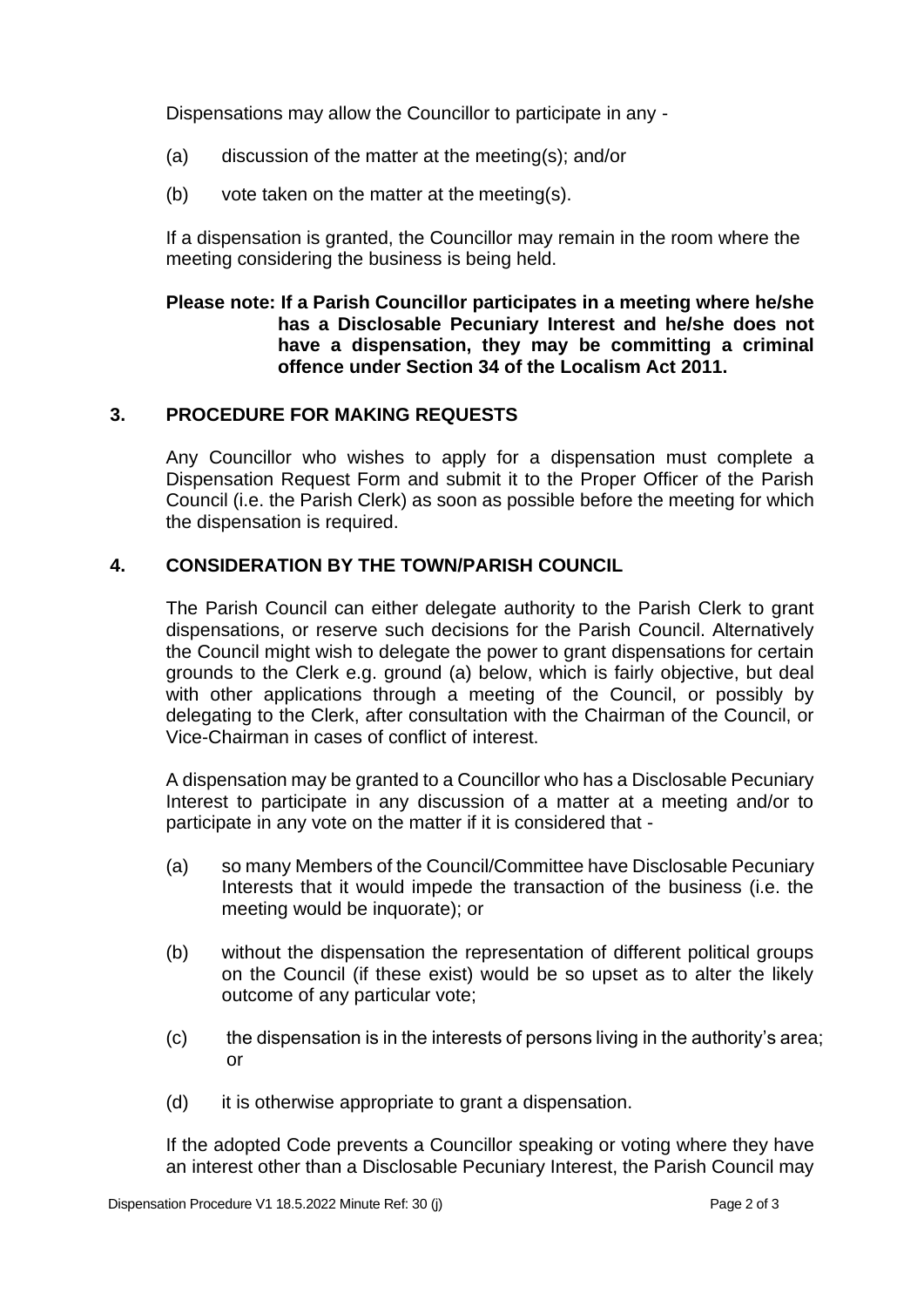Dispensations may allow the Councillor to participate in any -

(a) discussion of the matter at the meeting(s); and/or

(b) vote taken on the matter at the meeting(s).

If a dispensation is granted, the Councillor may remain in the room where the meeting considering the business is being held.

**Please note: If a Parish Councillor participates in a meeting where he/she has a Disclosable Pecuniary Interest and he/she does not have a dispensation, they may be committing a criminal offence under Section 34 of the Localism Act 2011.**

## 3. PROCEDURE FOR MAKING REQUESTS

Any Councillor who wishes to apply for a dispensation must complete a Dispensation Request Form and submit it to the Proper Officer of the Parish Council (i.e. the Parish Clerk) as soon as possible before the meeting for which the dispensation is required.

## 4. CONSIDERATION BY THE TOWN/PARISH COUNCIL

The Parish Council can either delegate authority to the Parish Clerk to grant dispensations, or reserve such decisions for the Parish Council. Alternatively the Council might wish to delegate the power to grant dispensations for certain grounds to the Clerk e.g. ground (a) below, which is fairly objective, but deal with other applications through a meeting of the Council, or possibly by delegating to the Clerk, after consultation with the Chairman of the Council, or Vice-Chairman in cases of conflict of interest.

A dispensation may be granted to a Councillor who has a Disclosable Pecuniary Interest to participate in any discussion of a matter at a meeting and/or to participate in any vote on the matter if it is considered that -

(a) so many Members of the Council/Committee have Disclosable Pecuniary Interests that it would impede the transaction of the business (i.e. the meeting would be inquorate); or

(b) without the dispensation the representation of different political groups on the Council (if these exist) would be so upset as to alter the likely outcome of any particular vote;

(c) the dispensation is in the interests of persons living in the authority's area; or

(d) it is otherwise appropriate to grant a dispensation.

If the adopted Code prevents a Councillor speaking or voting where they have an interest other than a Disclosable Pecuniary Interest, the Parish Council may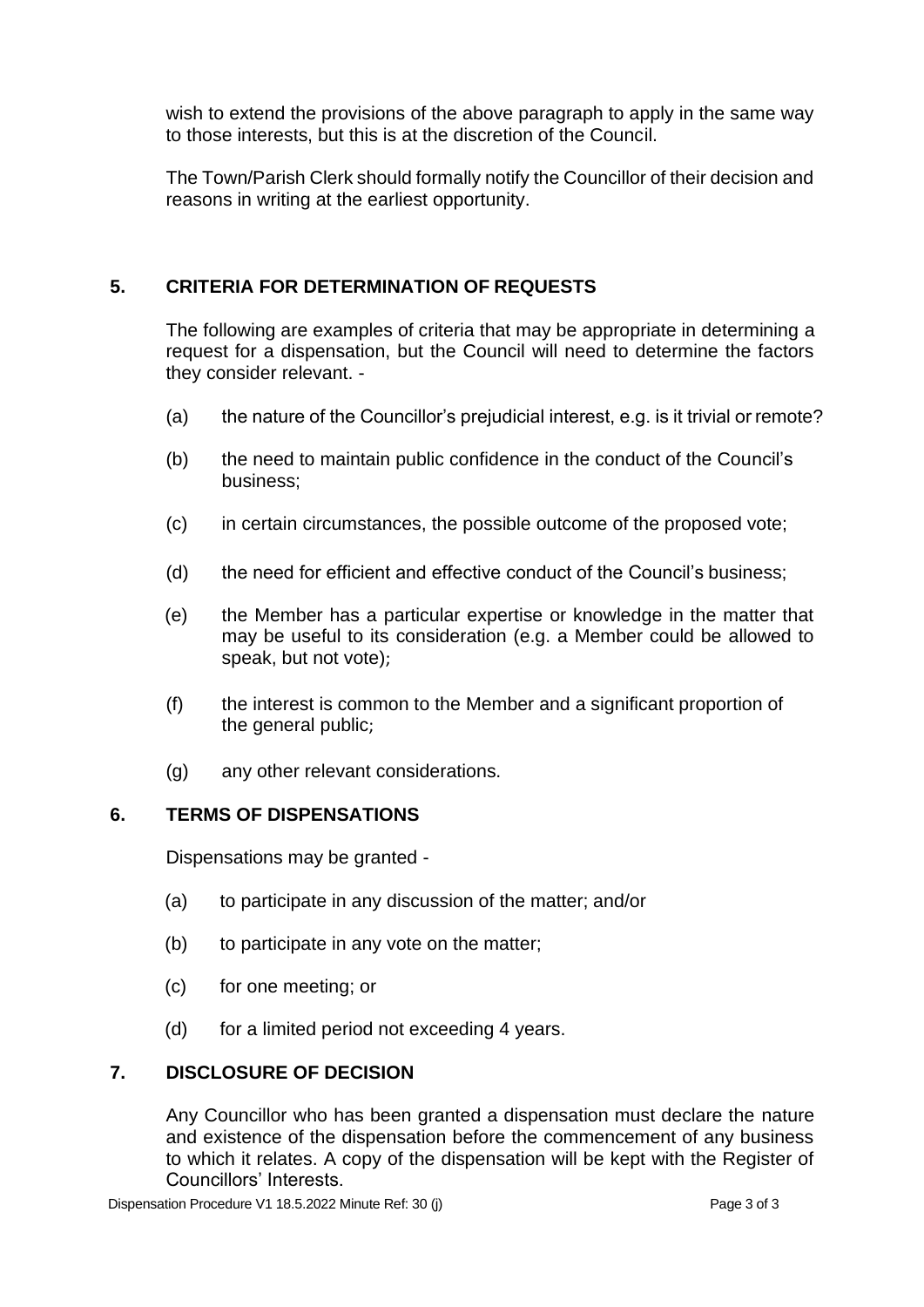wish to extend the provisions of the above paragraph to apply in the same way to those interests, but this is at the discretion of the Council.

The Town/Parish Clerk should formally notify the Councillor of their decision and reasons in writing at the earliest opportunity.

## 5. CRITERIA FOR DETERMINATION OF REQUESTS

The following are examples of criteria that may be appropriate in determining a request for a dispensation, but the Council will need to determine the factors they consider relevant. -

(a) the nature of the Councillor's prejudicial interest, e.g. is it trivial or remote?

(b) the need to maintain public confidence in the conduct of the Council's business;

(c) in certain circumstances, the possible outcome of the proposed vote;

(d) the need for efficient and effective conduct of the Council's business;

(e) the Member has a particular expertise or knowledge in the matter that may be useful to its consideration (e.g. a Member could be allowed to speak, but not vote);

(f) the interest is common to the Member and a significant proportion of the general public;

(g) any other relevant considerations.

## 6. TERMS OF DISPENSATIONS

Dispensations may be granted -

(a) to participate in any discussion of the matter; and/or

(b) to participate in any vote on the matter;

(c) for one meeting; or

(d) for a limited period not exceeding 4 years.

## 7. DISCLOSURE OF DECISION

Any Councillor who has been granted a dispensation must declare the nature and existence of the dispensation before the commencement of any business to which it relates. A copy of the dispensation will be kept with the Register of Councillors' Interests.

Dispensation Procedure V1 18.5.2022 Minute Ref: 30 (j)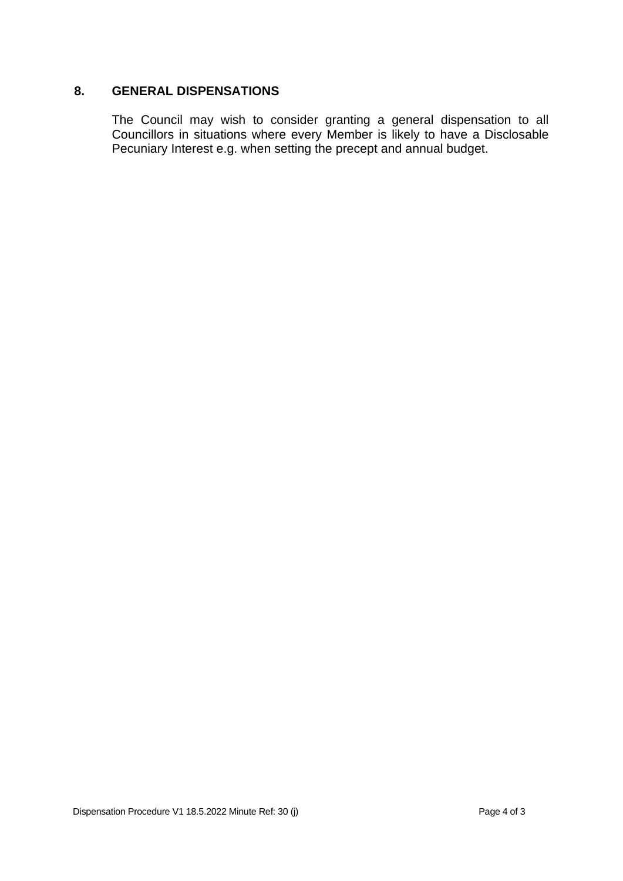## 8. GENERAL DISPENSATIONS

The Council may wish to consider granting a general dispensation to all Councillors in situations where every Member is likely to have a Disclosable Pecuniary Interest e.g. when setting the precept and annual budget.